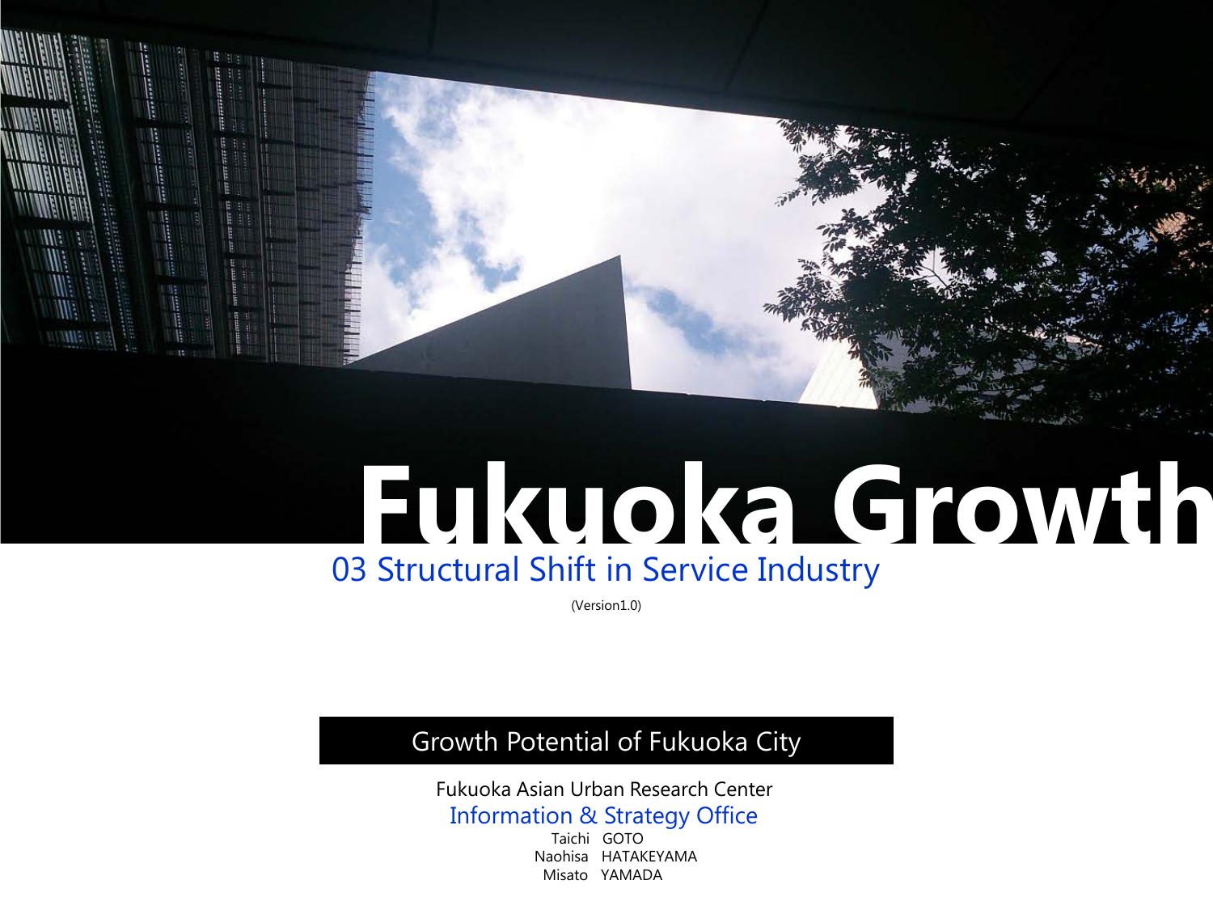# Fukuoka Growth

## 03 Structural Shift in Service Industry

(Version1.0)

**Growth Potential of Fukuoka City**

Fukuoka Asian Urban Research Center

Information & Strategy Office

Taichi GOTO
Naohisa HATAKEYAMA
Misato YAMADA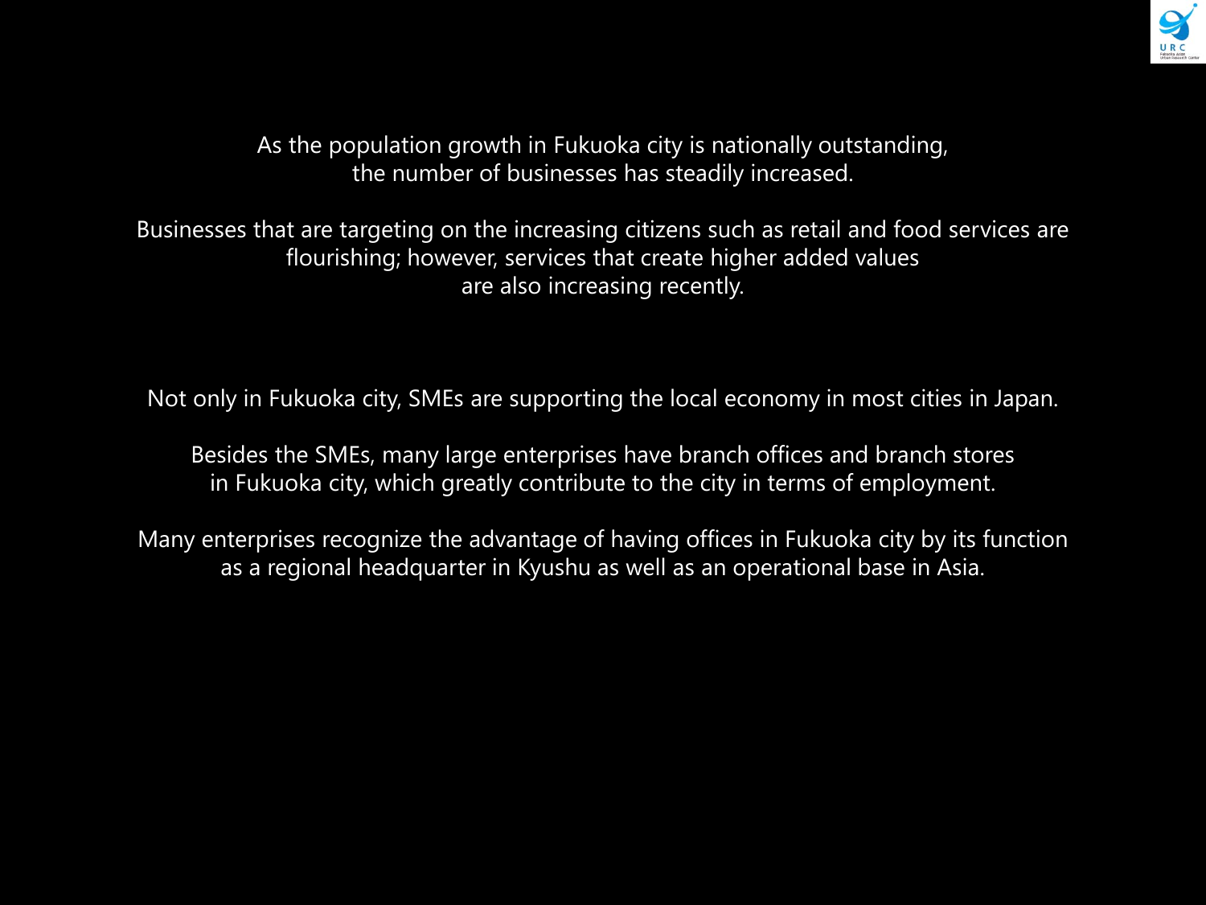As the population growth in Fukuoka city is nationally outstanding, the number of businesses has steadily increased.

Businesses that are targeting on the increasing citizens such as retail and food services are flourishing; however, services that create higher added values are also increasing recently.

Not only in Fukuoka city, SMEs are supporting the local economy in most cities in Japan.

Besides the SMEs, many large enterprises have branch offices and branch stores in Fukuoka city, which greatly contribute to the city in terms of employment.

Many enterprises recognize the advantage of having offices in Fukuoka city by its function as a regional headquarter in Kyushu as well as an operational base in Asia.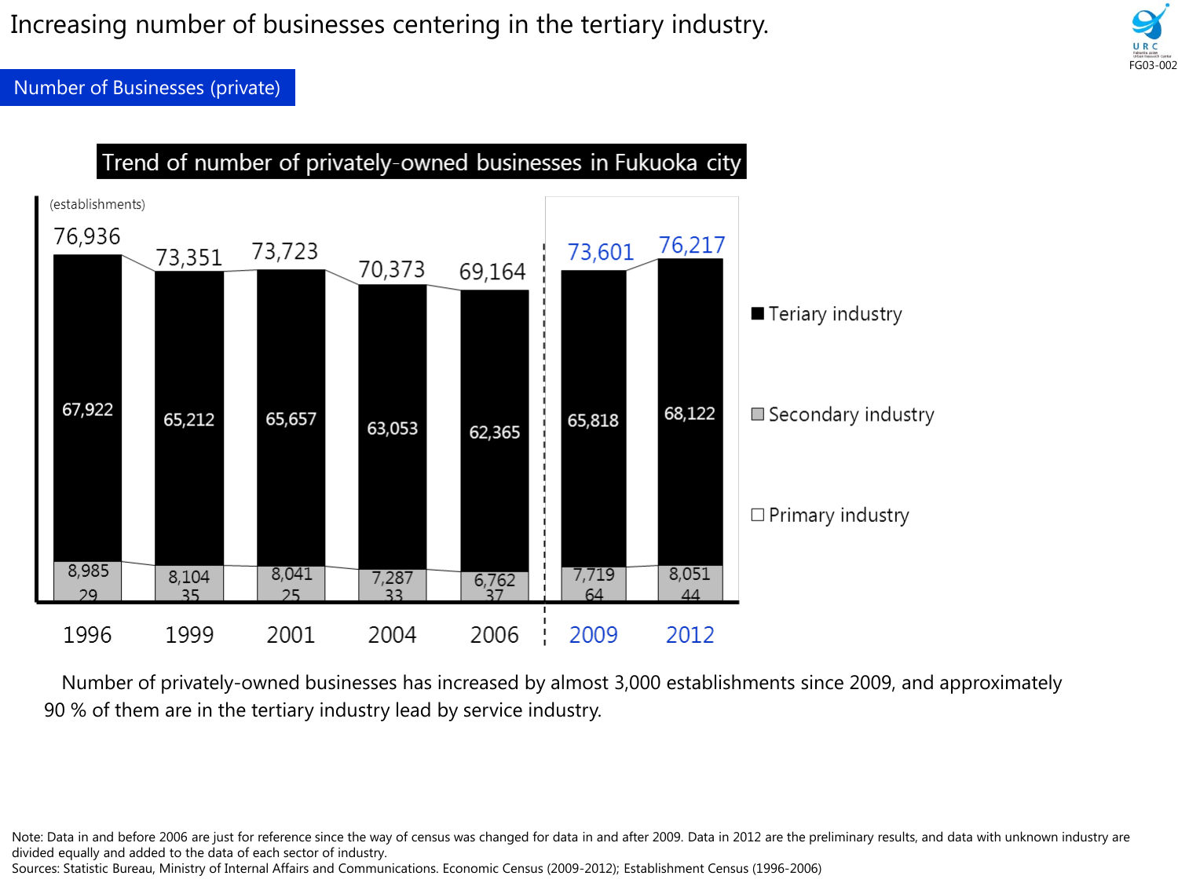# Increasing number of businesses centering in the tertiary industry.

## Number of Businesses (private)

### Trend of number of privately-owned businesses in Fukuoka city

(establishments)

| Year | Tertiary industry | Secondary industry | Primary industry | Total |
|---|---|---|---|---|
| 1996 | 67,922 | 8,985 | 29 | 76,936 |
| 1999 | 65,212 | 8,104 | 35 | 73,351 |
| 2001 | 65,657 | 8,041 | 25 | 73,723 |
| 2004 | 63,053 | 7,287 | 33 | 70,373 |
| 2006 | 62,365 | 6,762 | 37 | 69,164 |
| 2009 | 65,818 | 7,719 | 64 | 73,601 |
| 2012 | 68,122 | 8,051 | 44 | 76,217 |

■ Teriary industry
■ Secondary industry
□ Primary industry

Number of privately-owned businesses has increased by almost 3,000 establishments since 2009, and approximately 90 % of them are in the tertiary industry lead by service industry.

Note: Data in and before 2006 are just for reference since the way of census was changed for data in and after 2009. Data in 2012 are the preliminary results, and data with unknown industry are divided equally and added to the data of each sector of industry.
Sources: Statistic Bureau, Ministry of Internal Affairs and Communications. Economic Census (2009-2012); Establishment Census (1996-2006)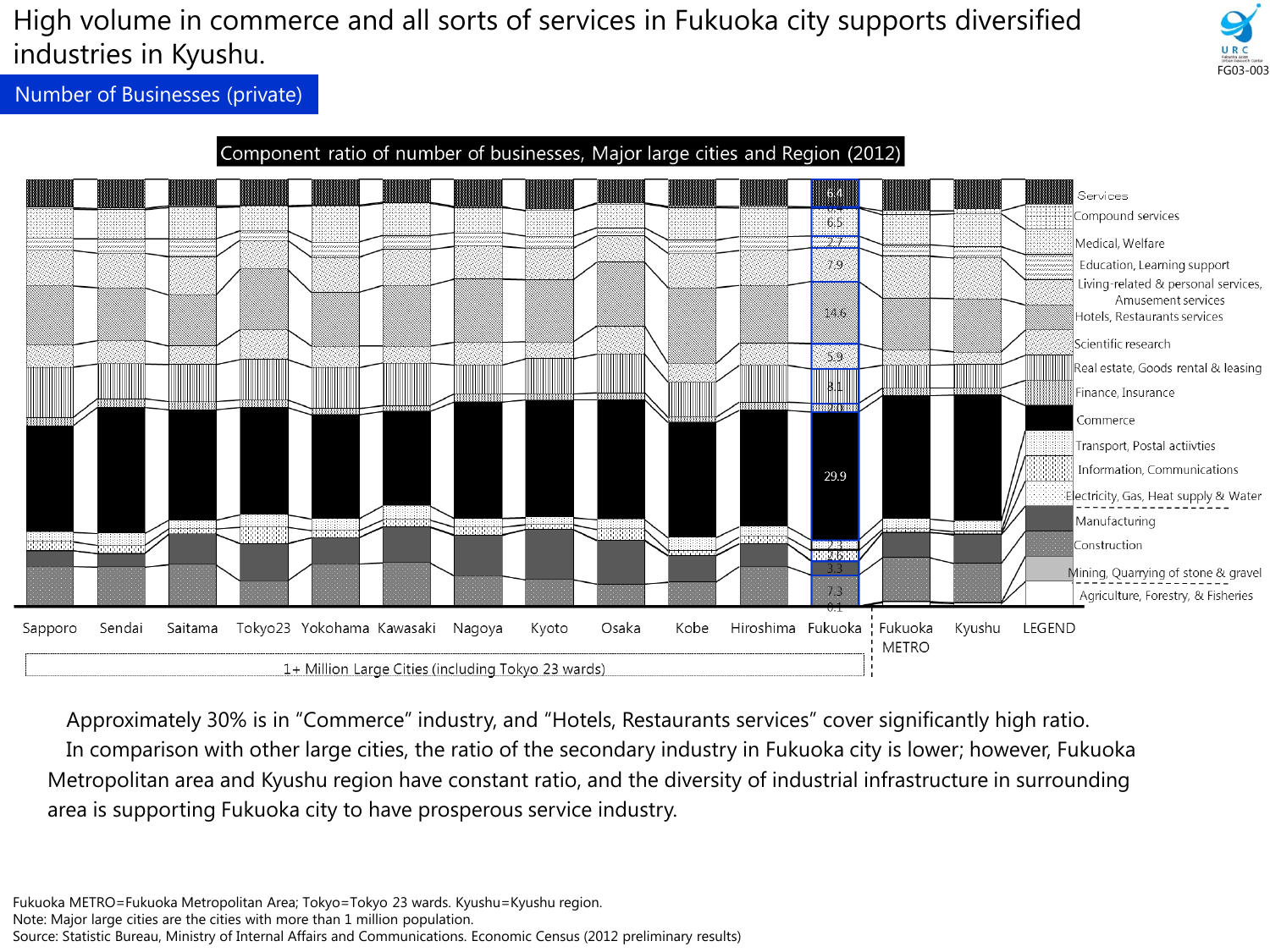# High volume in commerce and all sorts of services in Fukuoka city supports diversified industries in Kyushu.

## Number of Businesses (private)

**Component ratio of number of businesses, Major large cities and Region (2012)**

Fukuoka values (from top): Services 6.4; Compound services 0.4; Medical, Welfare 6.5; Education, Learning support 2.7; Living-related & personal services, Amusement services 7.9; Hotels, Restaurants services 14.6; Scientific research 5.9; Real estate, Goods rental & leasing 8.1; Finance, Insurance 2.0; Commerce 29.9; Transport, Postal actiivties 2.3; Information, Communications 2.0; Electricity, Gas, Heat supply & Water 0.1; Manufacturing 3.3; Construction 7.3; Mining, Quarrying of stone & gravel 0.0; Agriculture, Forestry, & Fisheries 0.1

Cities: Sapporo, Sendai, Saitama, Tokyo23, Yokohama, Kawasaki, Nagoya, Kyoto, Osaka, Kobe, Hiroshima, Fukuoka (1+ Million Large Cities (including Tokyo 23 wards)); Fukuoka METRO; Kyushu; LEGEND

Approximately 30% is in “Commerce” industry, and “Hotels, Restaurants services” cover significantly high ratio.

In comparison with other large cities, the ratio of the secondary industry in Fukuoka city is lower; however, Fukuoka Metropolitan area and Kyushu region have constant ratio, and the diversity of industrial infrastructure in surrounding area is supporting Fukuoka city to have prosperous service industry.

Fukuoka METRO=Fukuoka Metropolitan Area; Tokyo=Tokyo 23 wards. Kyushu=Kyushu region.
Note: Major large cities are the cities with more than 1 million population.
Source: Statistic Bureau, Ministry of Internal Affairs and Communications. Economic Census (2012 preliminary results)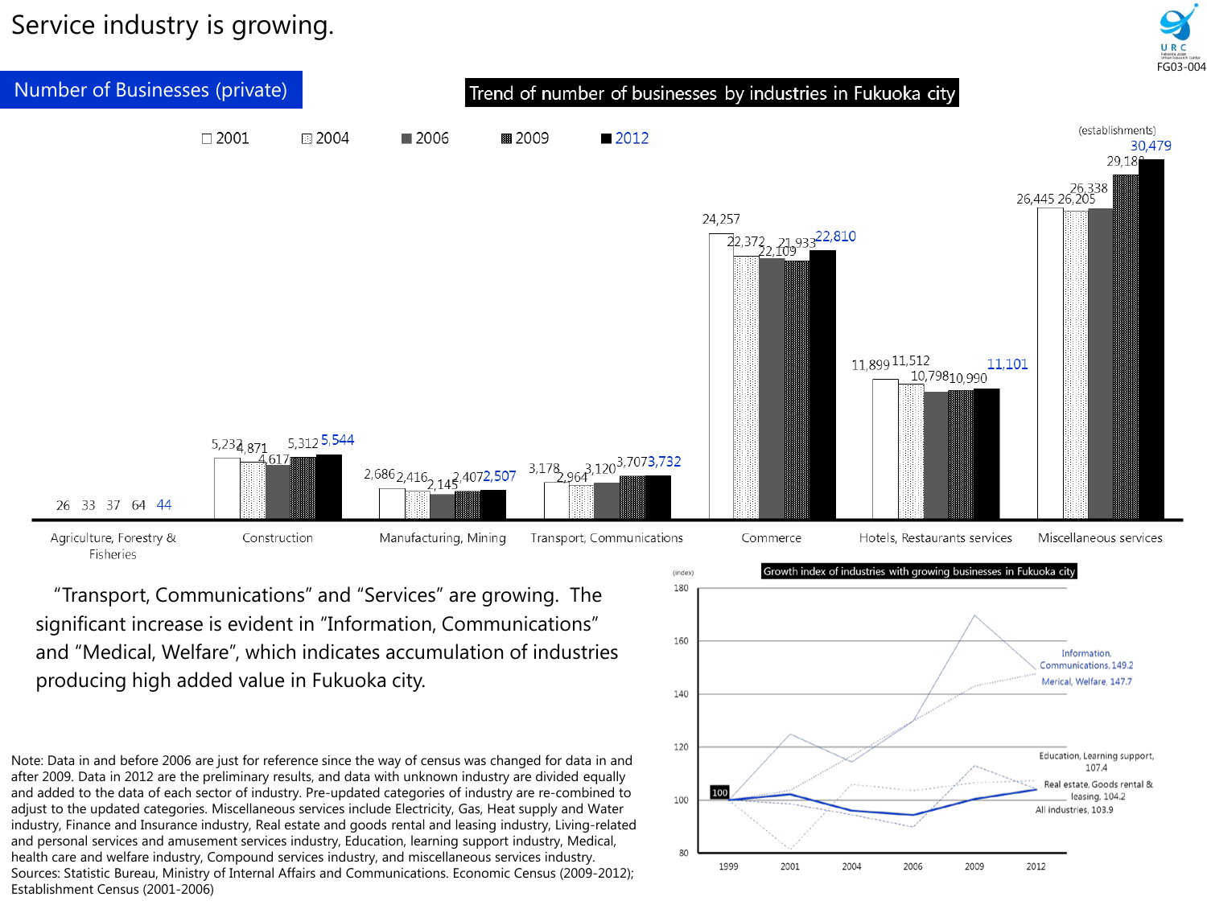# Service industry is growing.

FG03-004

## Number of Businesses (private)

### Trend of number of businesses by industries in Fukuoka city

(establishments)

| Industry | 2001 | 2004 | 2006 | 2009 | 2012 |
|---|---|---|---|---|---|
| Agriculture, Forestry & Fisheries | 26 | 33 | 37 | 64 | 44 |
| Construction | 5,232 | 4,871 | 4,617 | 5,312 | 5,544 |
| Manufacturing, Mining | 2,686 | 2,416 | 2,145 | 2,407 | 2,507 |
| Transport, Communications | 3,178 | 2,964 | 3,120 | 3,707 | 3,732 |
| Commerce | 24,257 | 22,372 | 22,109 | 21,933 | 22,810 |
| Hotels, Restaurants services | 11,899 | 11,512 | 10,798 | 10,990 | 11,101 |
| Miscellaneous services | 26,445 | 26,205 | 26,338 | 29,180 | 30,479 |

"Transport, Communications" and "Services" are growing. The significant increase is evident in "Information, Communications" and "Medical, Welfare", which indicates accumulation of industries producing high added value in Fukuoka city.

### Growth index of industries with growing businesses in Fukuoka city

(index; 1999 = 100)

| Industry | 2012 |
|---|---|
| Information, Communications | 149.2 |
| Merical, Welfare | 147.7 |
| Education, Learning support | 107.4 |
| Real estate, Goods rental & leasing | 104.2 |
| All industries | 103.9 |

Note: Data in and before 2006 are just for reference since the way of census was changed for data in and after 2009. Data in 2012 are the preliminary results, and data with unknown industry are divided equally and added to the data of each sector of industry. Pre-updated categories of industry are re-combined to adjust to the updated categories. Miscellaneous services include Electricity, Gas, Heat supply and Water industry, Finance and Insurance industry, Real estate and goods rental and leasing industry, Living-related and personal services and amusement services industry, Education, learning support industry, Medical, health care and welfare industry, Compound services industry, and miscellaneous services industry.
Sources: Statistic Bureau, Ministry of Internal Affairs and Communications. Economic Census (2009-2012); Establishment Census (2001-2006)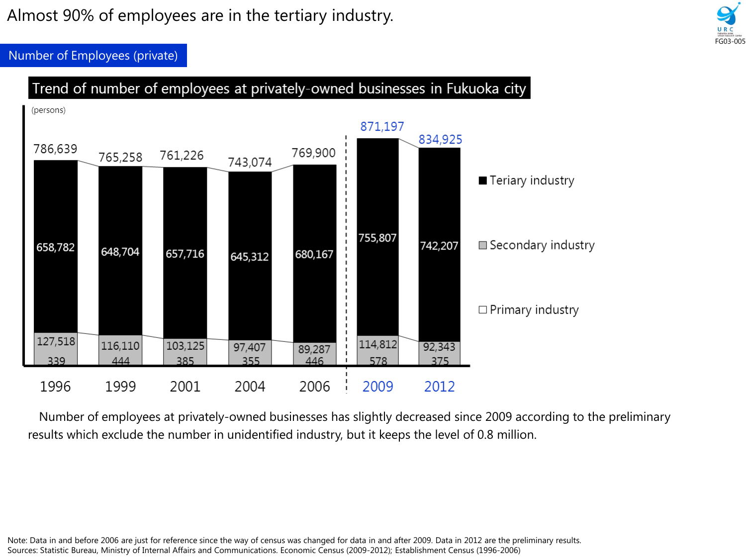# Almost 90% of employees are in the tertiary industry.

## Number of Employees (private)

### Trend of number of employees at privately-owned businesses in Fukuoka city

(persons)

| Year | Total | Teriary industry | Secondary industry | Primary industry |
|---|---|---|---|---|
| 1996 | 786,639 | 658,782 | 127,518 | 339 |
| 1999 | 765,258 | 648,704 | 116,110 | 444 |
| 2001 | 761,226 | 657,716 | 103,125 | 385 |
| 2004 | 743,074 | 645,312 | 97,407 | 355 |
| 2006 | 769,900 | 680,167 | 89,287 | 446 |
| 2009 | 871,197 | 755,807 | 114,812 | 578 |
| 2012 | 834,925 | 742,207 | 92,343 | 375 |

Number of employees at privately-owned businesses has slightly decreased since 2009 according to the preliminary results which exclude the number in unidentified industry, but it keeps the level of 0.8 million.

Note: Data in and before 2006 are just for reference since the way of census was changed for data in and after 2009. Data in 2012 are the preliminary results.
Sources: Statistic Bureau, Ministry of Internal Affairs and Communications. Economic Census (2009-2012); Establishment Census (1996-2006)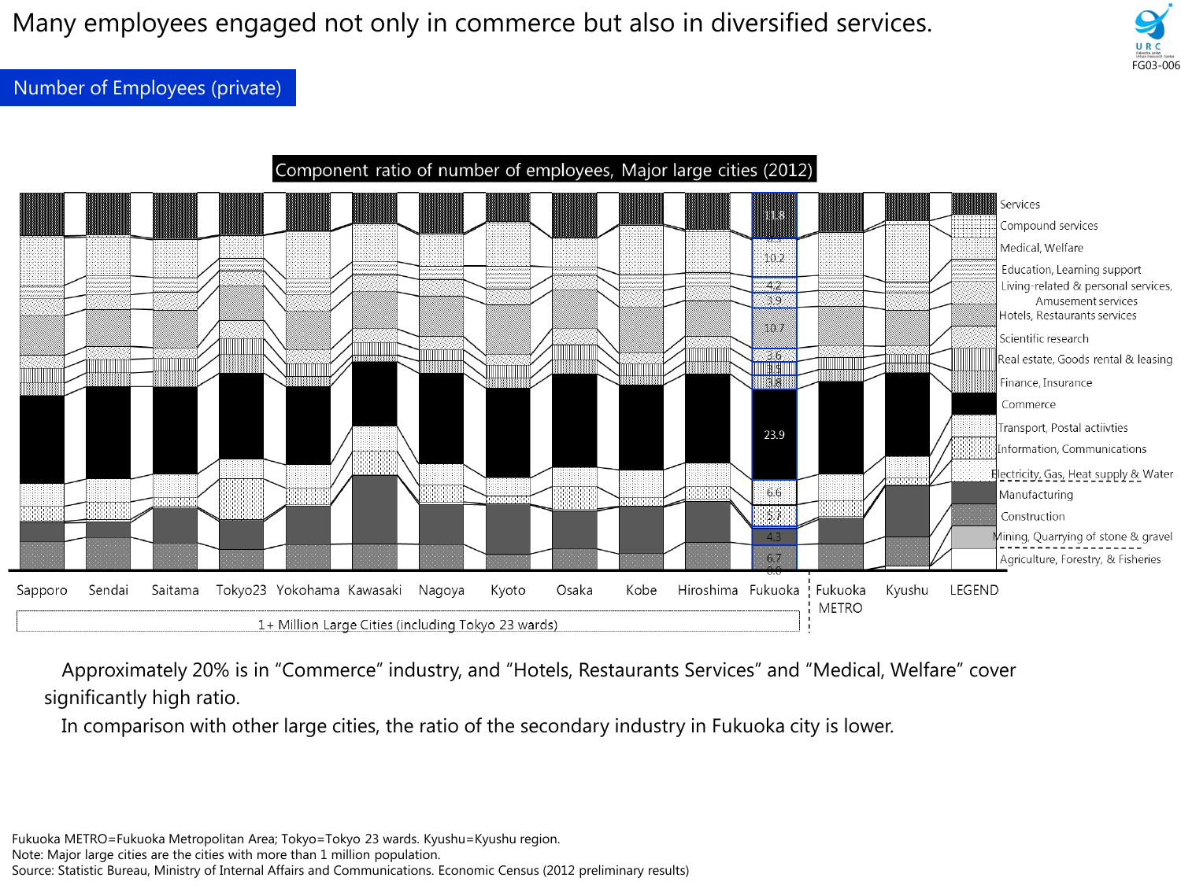# Many employees engaged not only in commerce but also in diversified services.

## Number of Employees (private)

**Component ratio of number of employees, Major large cities (2012)**

Fukuoka values shown in chart:

| Industry | Fukuoka (%) |
| --- | --- |
| Services | 11.8 |
| Medical, Welfare | 10.2 |
| Education, Learning support | 4.2 |
| Living-related & personal services, Amusement services | 3.9 |
| Hotels, Restaurants services | 10.7 |
| Scientific research | 3.6 |
| Real estate, Goods rental & leasing | 3.5 |
| Finance, Insurance | 3.8 |
| Commerce | 23.9 |
| Transport, Postal actiivties | 6.6 |
| Information, Communications | 5.7 |
| Manufacturing | 4.3 |
| Construction | 6.7 |
| Agriculture, Forestry, & Fisheries | 0.0 |

Legend: Services; Compound services; Medical, Welfare; Education, Learning support; Living-related & personal services, Amusement services; Hotels, Restaurants services; Scientific research; Real estate, Goods rental & leasing; Finance, Insurance; Commerce; Transport, Postal actiivties; Information, Communications; Electricity, Gas, Heat supply & Water; Manufacturing; Construction; Mining, Quarrying of stone & gravel; Agriculture, Forestry, & Fisheries

Cities: Sapporo, Sendai, Saitama, Tokyo23, Yokohama, Kawasaki, Nagoya, Kyoto, Osaka, Kobe, Hiroshima, Fukuoka (1+ Million Large Cities (including Tokyo 23 wards)); Fukuoka METRO; Kyushu; LEGEND

Approximately 20% is in "Commerce" industry, and "Hotels, Restaurants Services" and "Medical, Welfare" cover significantly high ratio.

In comparison with other large cities, the ratio of the secondary industry in Fukuoka city is lower.

Fukuoka METRO=Fukuoka Metropolitan Area; Tokyo=Tokyo 23 wards. Kyushu=Kyushu region.
Note: Major large cities are the cities with more than 1 million population.
Source: Statistic Bureau, Ministry of Internal Affairs and Communications. Economic Census (2012 preliminary results)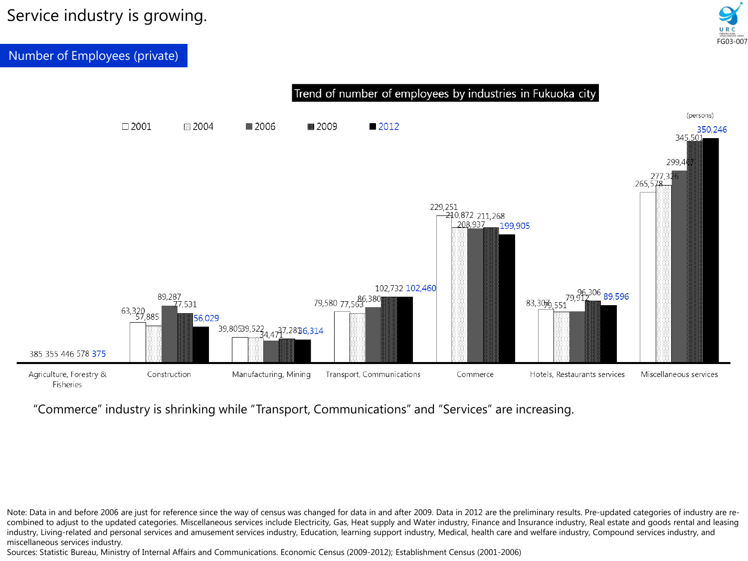# Service industry is growing.

## Number of Employees (private)

### Trend of number of employees by industries in Fukuoka city

(persons)

| Industry | 2001 | 2004 | 2006 | 2009 | 2012 |
|---|---|---|---|---|---|
| Agriculture, Forestry & Fisheries | 385 | 355 | 446 | 578 | 375 |
| Construction | 63,320 | 57,885 | 89,287 | 77,531 | 56,029 |
| Manufacturing, Mining | 39,805 | 39,522 | 34,471 | 37,283 | 36,314 |
| Transport, Communications | 79,580 | 77,563 | 86,380 | 102,732 | 102,460 |
| Commerce | 229,251 | 210,872 | 208,937 | 211,268 | 199,905 |
| Hotels, Restaurants services | 83,307 | 79,551 | 79,912 | 96,306 | 89,596 |
| Miscellaneous services | 265,578 | 277,326 | 299,467 | 345,501 | 350,246 |

"Commerce" industry is shrinking while "Transport, Communications" and "Services" are increasing.

Note: Data in and before 2006 are just for reference since the way of census was changed for data in and after 2009. Data in 2012 are the preliminary results. Pre-updated categories of industry are re-combined to adjust to the updated categories. Miscellaneous services include Electricity, Gas, Heat supply and Water industry, Finance and Insurance industry, Real estate and goods rental and leasing industry, Living-related and personal services and amusement services industry, Education, learning support industry, Medical, health care and welfare industry, Compound services industry, and miscellaneous services industry.

Sources: Statistic Bureau, Ministry of Internal Affairs and Communications. Economic Census (2009-2012); Establishment Census (2001-2006)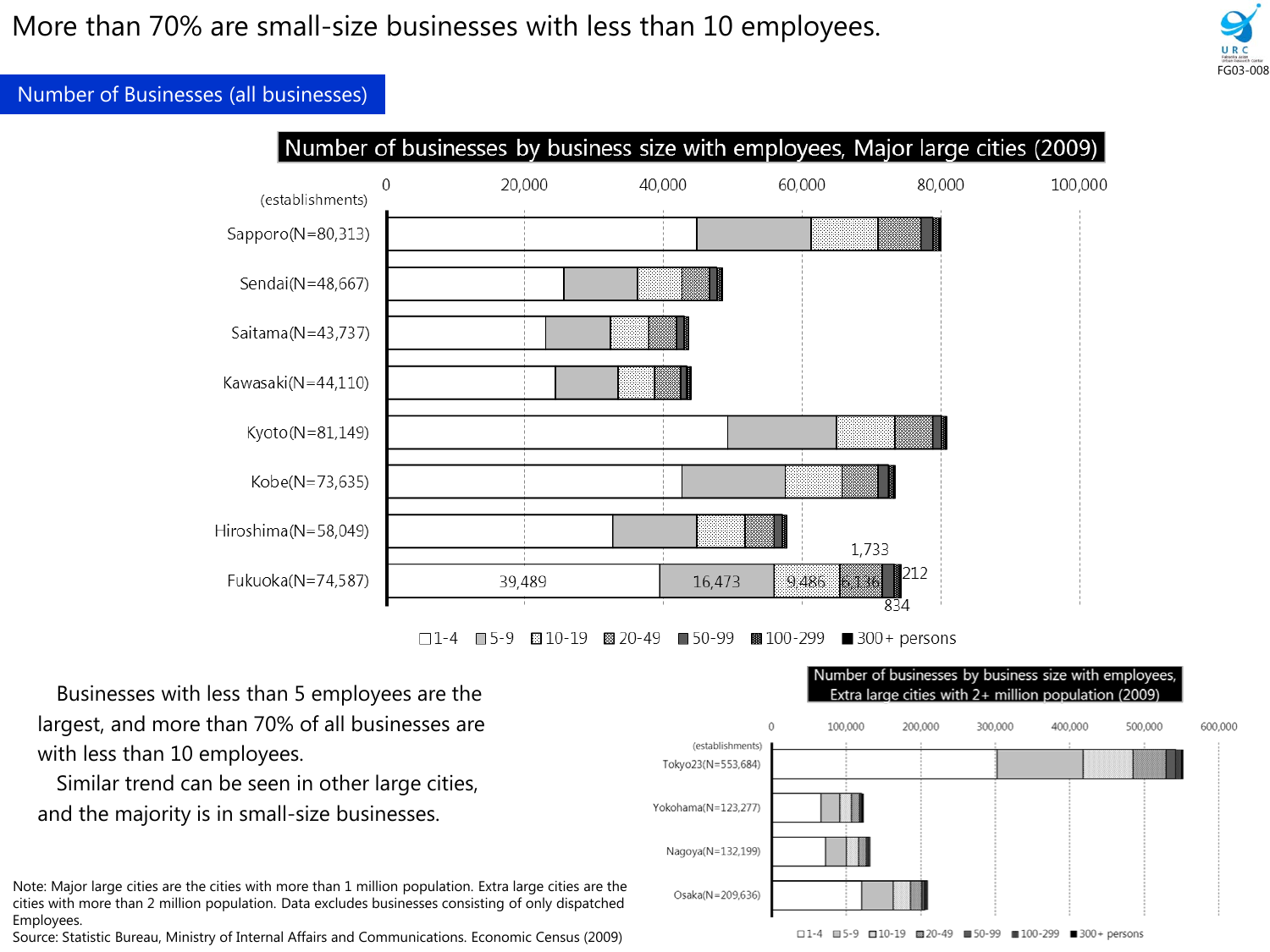# More than 70% are small-size businesses with less than 10 employees.

## Number of Businesses (all businesses)

**Number of businesses by business size with employees, Major large cities (2009)**

(establishments)

| City | 1-4 | 5-9 | 10-19 | 20-49 | 50-99 | 100-299 | 300+ persons |
|---|---|---|---|---|---|---|---|
| Sapporo(N=80,313) | | | | | | | |
| Sendai(N=48,667) | | | | | | | |
| Saitama(N=43,737) | | | | | | | |
| Kawasaki(N=44,110) | | | | | | | |
| Kyoto(N=81,149) | | | | | | | |
| Kobe(N=73,635) | | | | | | | |
| Hiroshima(N=58,049) | | | | | | | |
| Fukuoka(N=74,587) | 39,489 | 16,473 | 9,486 | 6,136 | 1,733 | 834 | 212 |

**Number of businesses by business size with employees, Extra large cities with 2+ million population (2009)**

(establishments)

- Tokyo23(N=553,684)
- Yokohama(N=123,277)
- Nagoya(N=132,199)
- Osaka(N=209,636)

Businesses with less than 5 employees are the largest, and more than 70% of all businesses are with less than 10 employees.

Similar trend can be seen in other large cities, and the majority is in small-size businesses.

Note: Major large cities are the cities with more than 1 million population. Extra large cities are the cities with more than 2 million population. Data excludes businesses consisting of only dispatched Employees.
Source: Statistic Bureau, Ministry of Internal Affairs and Communications. Economic Census (2009)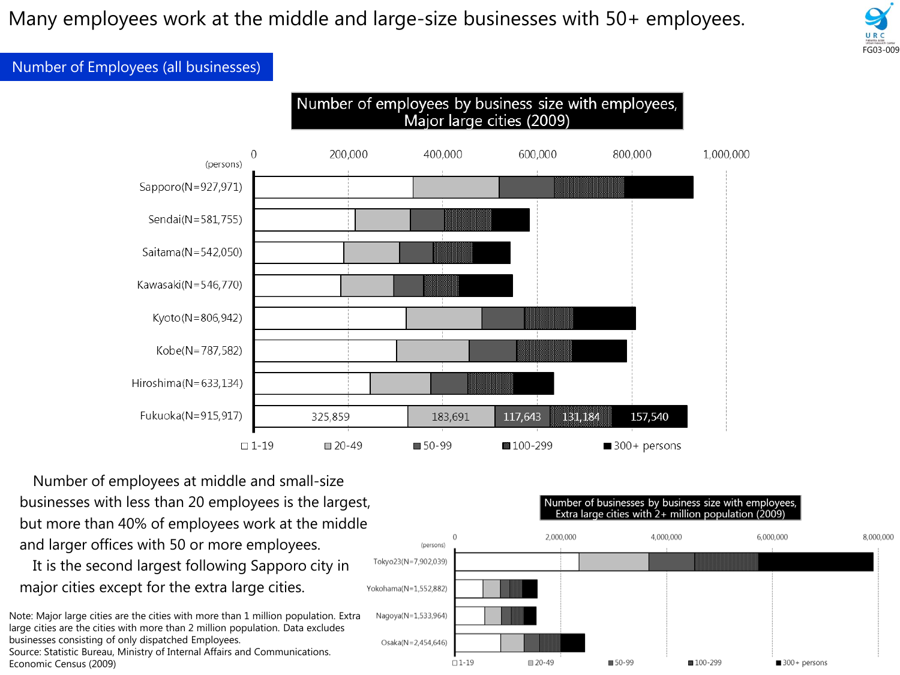# Many employees work at the middle and large-size businesses with 50+ employees.

## Number of Employees (all businesses)

**Number of employees by business size with employees, Major large cities (2009)**

(persons)

| City | 1-19 | 20-49 | 50-99 | 100-299 | 300+ persons |
|---|---|---|---|---|---|
| Sapporo(N=927,971) | | | | | |
| Sendai(N=581,755) | | | | | |
| Saitama(N=542,050) | | | | | |
| Kawasaki(N=546,770) | | | | | |
| Kyoto(N=806,942) | | | | | |
| Kobe(N=787,582) | | | | | |
| Hiroshima(N=633,134) | | | | | |
| Fukuoka(N=915,917) | 325,859 | 183,691 | 117,643 | 131,184 | 157,540 |

Number of employees at middle and small-size businesses with less than 20 employees is the largest, but more than 40% of employees work at the middle and larger offices with 50 or more employees.

It is the second largest following Sapporo city in major cities except for the extra large cities.

**Number of businesses by business size with employees, Extra large cities with 2+ million population (2009)**

(persons)

- Tokyo23(N=7,902,039)
- Yokohama(N=1,552,882)
- Nagoya(N=1,533,964)
- Osaka(N=2,454,646)

Legend: 1-19, 20-49, 50-99, 100-299, 300+ persons

Note: Major large cities are the cities with more than 1 million population. Extra large cities are the cities with more than 2 million population. Data excludes businesses consisting of only dispatched Employees.
Source: Statistic Bureau, Ministry of Internal Affairs and Communications. Economic Census (2009)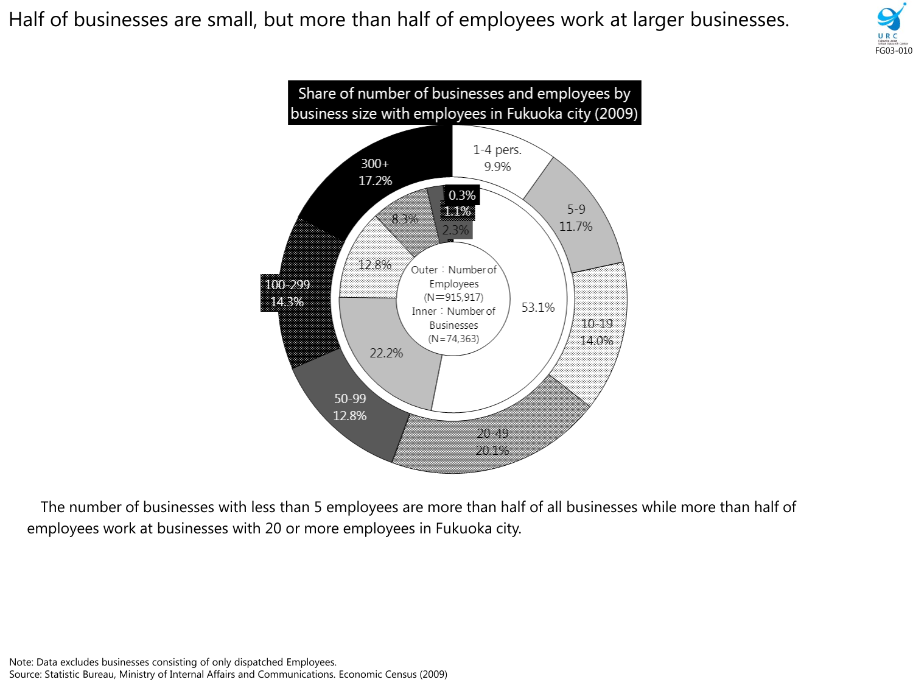# Half of businesses are small, but more than half of employees work at larger businesses.

**Share of number of businesses and employees by business size with employees in Fukuoka city (2009)**

Outer：Number of Employees (N=915,917)
Inner：Number of Businesses (N=74,363)

| Business size | Employees (Outer) | Businesses (Inner) |
| --- | --- | --- |
| 1-4 pers. | 9.9% | 53.1% |
| 5-9 | 11.7% | 22.2% |
| 10-19 | 14.0% | 12.8% |
| 20-49 | 20.1% | 8.3% |
| 50-99 | 12.8% | 2.3% |
| 100-299 | 14.3% | 1.1% |
| 300+ | 17.2% | 0.3% |

The number of businesses with less than 5 employees are more than half of all businesses while more than half of employees work at businesses with 20 or more employees in Fukuoka city.

Note: Data excludes businesses consisting of only dispatched Employees.
Source: Statistic Bureau, Ministry of Internal Affairs and Communications. Economic Census (2009)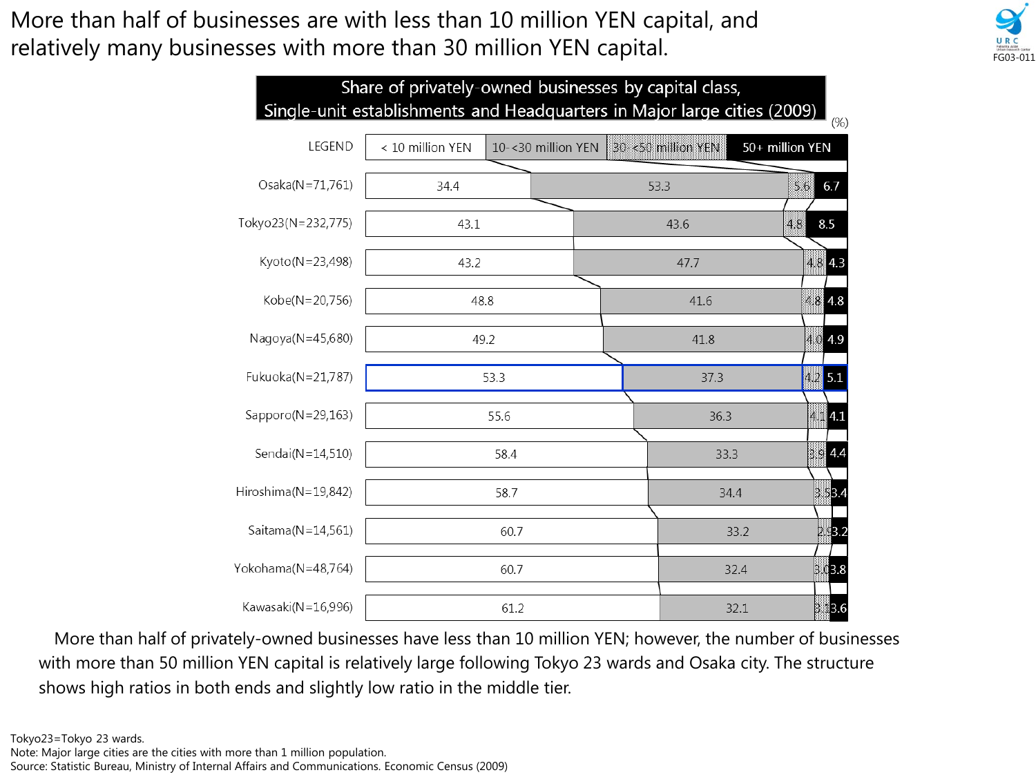# More than half of businesses are with less than 10 million YEN capital, and relatively many businesses with more than 30 million YEN capital.

FG03-011

**Share of privately-owned businesses by capital class, Single-unit establishments and Headquarters in Major large cities (2009)**

(%)

| City | < 10 million YEN | 10-<30 million YEN | 30-<50 million YEN | 50+ million YEN |
|---|---|---|---|---|
| Osaka(N=71,761) | 34.4 | 53.3 | 5.6 | 6.7 |
| Tokyo23(N=232,775) | 43.1 | 43.6 | 4.8 | 8.5 |
| Kyoto(N=23,498) | 43.2 | 47.7 | 4.8 | 4.3 |
| Kobe(N=20,756) | 48.8 | 41.6 | 4.8 | 4.8 |
| Nagoya(N=45,680) | 49.2 | 41.8 | 4.0 | 4.9 |
| Fukuoka(N=21,787) | 53.3 | 37.3 | 4.2 | 5.1 |
| Sapporo(N=29,163) | 55.6 | 36.3 | 4.1 | 4.1 |
| Sendai(N=14,510) | 58.4 | 33.3 | 3.9 | 4.4 |
| Hiroshima(N=19,842) | 58.7 | 34.4 | 3.5 | 3.4 |
| Saitama(N=14,561) | 60.7 | 33.2 | 2.9 | 3.2 |
| Yokohama(N=48,764) | 60.7 | 32.4 | 3.0 | 3.8 |
| Kawasaki(N=16,996) | 61.2 | 32.1 | 3.1 | 3.6 |

More than half of privately-owned businesses have less than 10 million YEN; however, the number of businesses with more than 50 million YEN capital is relatively large following Tokyo 23 wards and Osaka city. The structure shows high ratios in both ends and slightly low ratio in the middle tier.

Tokyo23=Tokyo 23 wards.
Note: Major large cities are the cities with more than 1 million population.
Source: Statistic Bureau, Ministry of Internal Affairs and Communications. Economic Census (2009)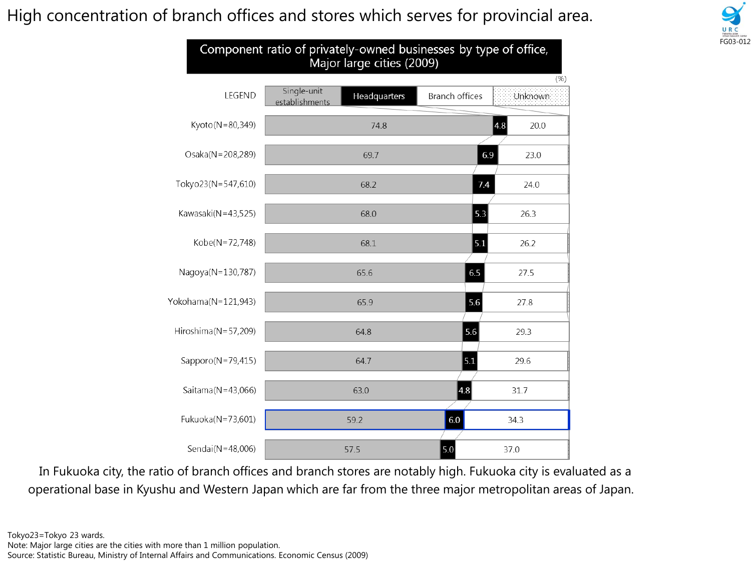# High concentration of branch offices and stores which serves for provincial area.

**Component ratio of privately-owned businesses by type of office, Major large cities (2009)**

(%)

| City | Single-unit establishments | Headquarters | Branch offices | Unknown |
|---|---|---|---|---|
| Kyoto(N=80,349) | 74.8 | 4.8 | 20.0 | |
| Osaka(N=208,289) | 69.7 | 6.9 | 23.0 | |
| Tokyo23(N=547,610) | 68.2 | 7.4 | 24.0 | |
| Kawasaki(N=43,525) | 68.0 | 5.3 | 26.3 | |
| Kobe(N=72,748) | 68.1 | 5.1 | 26.2 | |
| Nagoya(N=130,787) | 65.6 | 6.5 | 27.5 | |
| Yokohama(N=121,943) | 65.9 | 5.6 | 27.8 | |
| Hiroshima(N=57,209) | 64.8 | 5.6 | 29.3 | |
| Sapporo(N=79,415) | 64.7 | 5.1 | 29.6 | |
| Saitama(N=43,066) | 63.0 | 4.8 | 31.7 | |
| Fukuoka(N=73,601) | 59.2 | 6.0 | 34.3 | |
| Sendai(N=48,006) | 57.5 | 5.0 | 37.0 | |

In Fukuoka city, the ratio of branch offices and branch stores are notably high. Fukuoka city is evaluated as a operational base in Kyushu and Western Japan which are far from the three major metropolitan areas of Japan.

Tokyo23=Tokyo 23 wards.
Note: Major large cities are the cities with more than 1 million population.
Source: Statistic Bureau, Ministry of Internal Affairs and Communications. Economic Census (2009)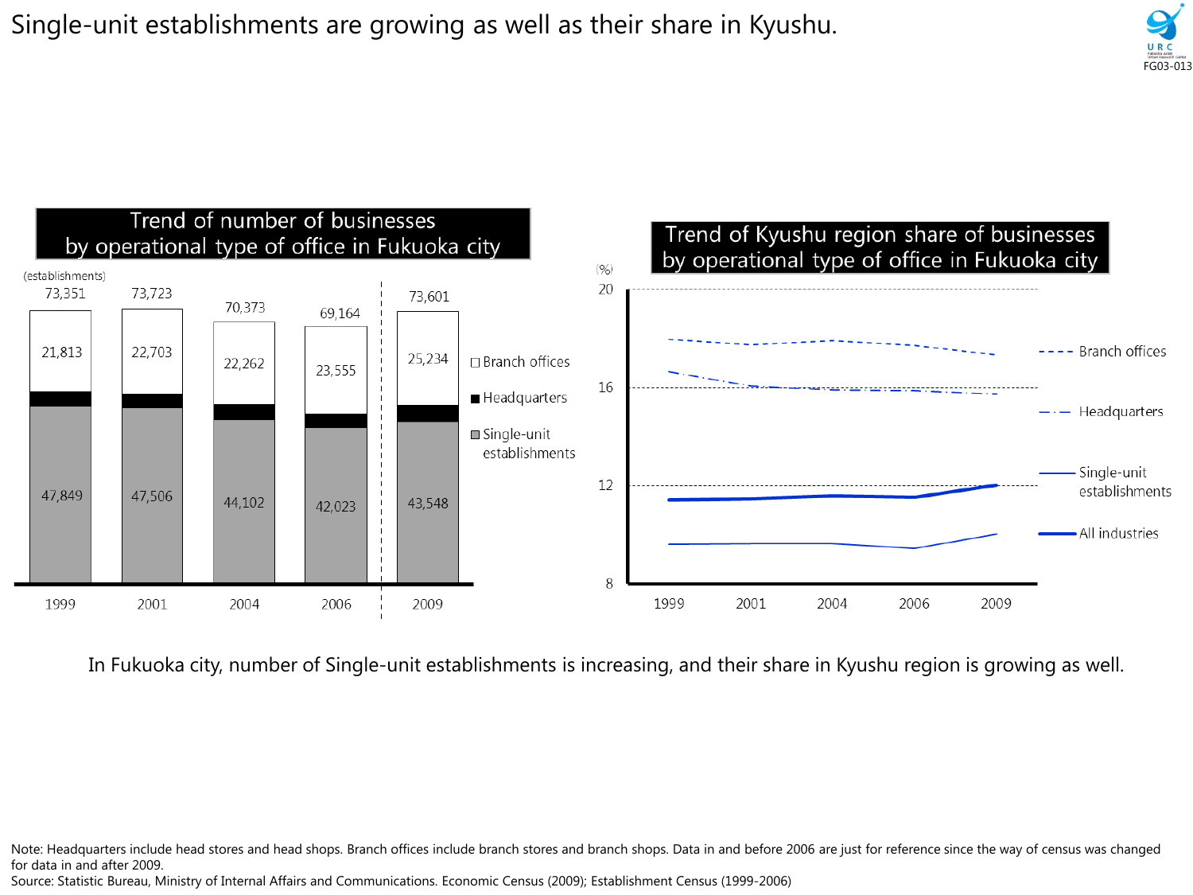# Single-unit establishments are growing as well as their share in Kyushu.

FG03-013

## Trend of number of businesses by operational type of office in Fukuoka city

(establishments)

| | 1999 | 2001 | 2004 | 2006 | 2009 |
|---|---|---|---|---|---|
| Total | 73,351 | 73,723 | 70,373 | 69,164 | 73,601 |
| Branch offices | 21,813 | 22,703 | 22,262 | 23,555 | 25,234 |
| Single-unit establishments | 47,849 | 47,506 | 44,102 | 42,023 | 43,548 |

## Trend of Kyushu region share of businesses by operational type of office in Fukuoka city

(%)

Legend: Branch offices, Headquarters, Single-unit establishments, All industries

Years: 1999, 2001, 2004, 2006, 2009

In Fukuoka city, number of Single-unit establishments is increasing, and their share in Kyushu region is growing as well.

Note: Headquarters include head stores and head shops. Branch offices include branch stores and branch shops. Data in and before 2006 are just for reference since the way of census was changed for data in and after 2009.

Source: Statistic Bureau, Ministry of Internal Affairs and Communications. Economic Census (2009); Establishment Census (1999-2006)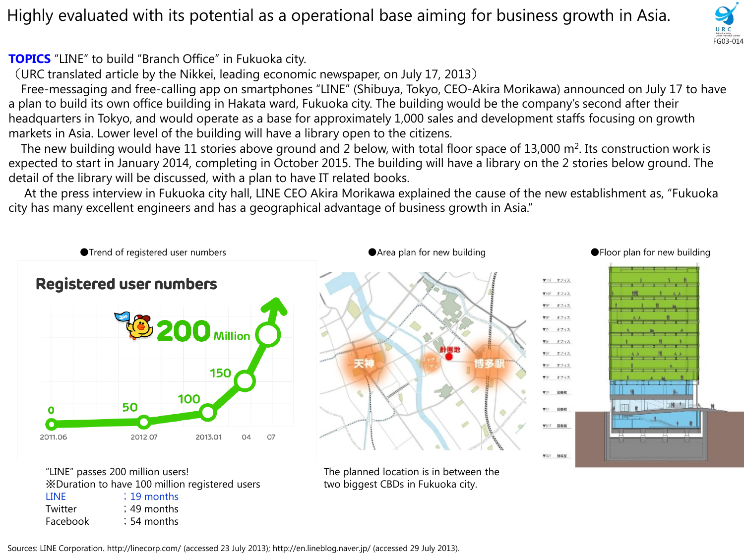# Highly evaluated with its potential as a operational base aiming for business growth in Asia.

FG03-014

**TOPICS** "LINE" to build "Branch Office" in Fukuoka city.

（URC translated article by the Nikkei, leading economic newspaper, on July 17, 2013）

Free-messaging and free-calling app on smartphones "LINE" (Shibuya, Tokyo, CEO-Akira Morikawa) announced on July 17 to have a plan to build its own office building in Hakata ward, Fukuoka city. The building would be the company's second after their headquarters in Tokyo, and would operate as a base for approximately 1,000 sales and development staffs focusing on growth markets in Asia. Lower level of the building will have a library open to the citizens.

The new building would have 11 stories above ground and 2 below, with total floor space of 13,000 $m^2$. Its construction work is expected to start in January 2014, completing in October 2015. The building will have a library on the 2 stories below ground. The detail of the library will be discussed, with a plan to have IT related books.

At the press interview in Fukuoka city hall, LINE CEO Akira Morikawa explained the cause of the new establishment as, "Fukuoka city has many excellent engineers and has a geographical advantage of business growth in Asia."

●Trend of registered user numbers

Registered user numbers

200 Million

0
50
100
150

2011.06
2012.07
2013.01
04
07

"LINE" passes 200 million users!

※Duration to have 100 million registered users

| | |
|---|---|
| LINE | ; 19 months |
| Twitter | ; 49 months |
| Facebook | ; 54 months |

●Area plan for new building

天神
計画地
博多駅

The planned location is in between the two biggest CBDs in Fukuoka city.

●Floor plan for new building

Sources: LINE Corporation. http://linecorp.com/ (accessed 23 July 2013); http://en.lineblog.naver.jp/ (accessed 29 July 2013).